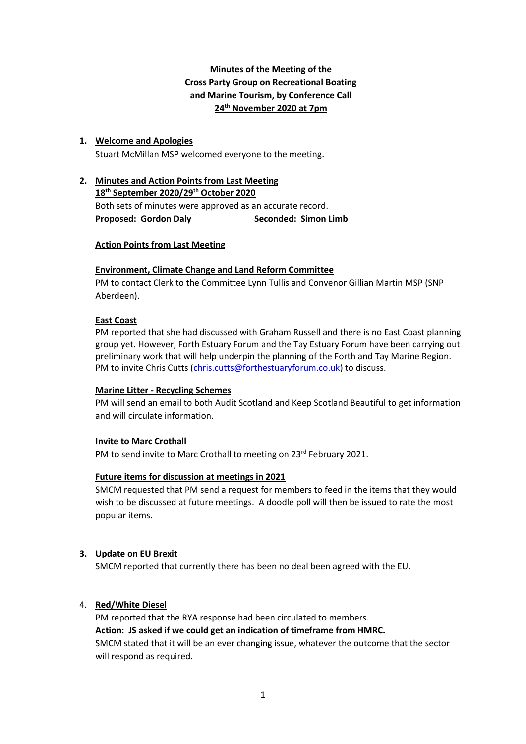# Minutes of the Meeting of the Cross Party Group on Recreational Boating and Marine Tourism, by Conference Call 24th November 2020 at 7pm

## 1. Welcome and Apologies

Stuart McMillan MSP welcomed everyone to the meeting.

## 2. Minutes and Action Points from Last Meeting

**18th September 2020/29th October 2020**

Both sets of minutes were approved as an accurate record.

**Proposed: Gordon Daly** **Seconded: Simon Limb**

### Action Points from Last Meeting

#### Environment, Climate Change and Land Reform Committee

PM to contact Clerk to the Committee Lynn Tullis and Convenor Gillian Martin MSP (SNP Aberdeen).

#### East Coast

PM reported that she had discussed with Graham Russell and there is no East Coast planning group yet. However, Forth Estuary Forum and the Tay Estuary Forum have been carrying out preliminary work that will help underpin the planning of the Forth and Tay Marine Region. PM to invite Chris Cutts (chris.cutts@forthestuaryforum.co.uk) to discuss.

#### Marine Litter - Recycling Schemes

PM will send an email to both Audit Scotland and Keep Scotland Beautiful to get information and will circulate information.

#### Invite to Marc Crothall

PM to send invite to Marc Crothall to meeting on 23rd February 2021.

#### Future items for discussion at meetings in 2021

SMCM requested that PM send a request for members to feed in the items that they would wish to be discussed at future meetings. A doodle poll will then be issued to rate the most popular items.

## 3. Update on EU Brexit

SMCM reported that currently there has been no deal been agreed with the EU.

## 4. Red/White Diesel

PM reported that the RYA response had been circulated to members.

**Action: JS asked if we could get an indication of timeframe from HMRC.**

SMCM stated that it will be an ever changing issue, whatever the outcome that the sector will respond as required.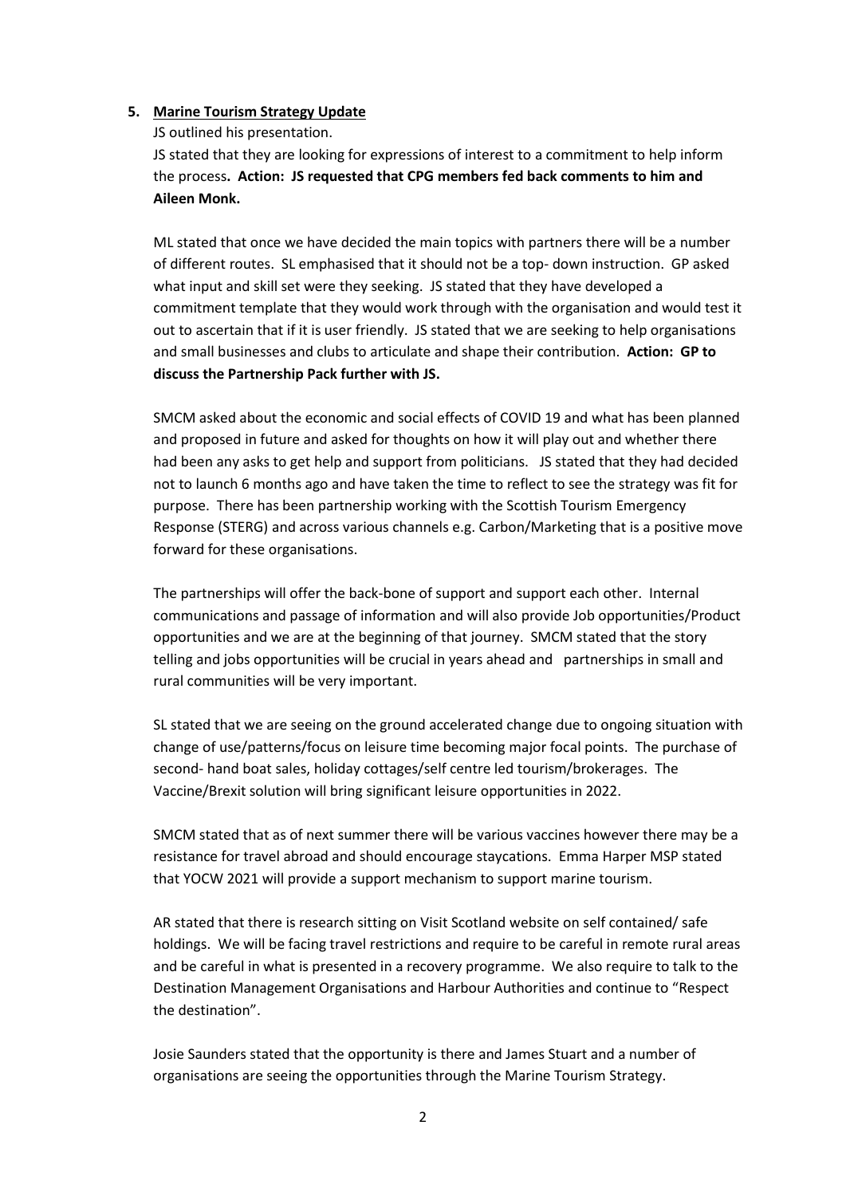**5. Marine Tourism Strategy Update**

JS outlined his presentation.

JS stated that they are looking for expressions of interest to a commitment to help inform the process**. Action: JS requested that CPG members fed back comments to him and Aileen Monk.**

ML stated that once we have decided the main topics with partners there will be a number of different routes. SL emphasised that it should not be a top- down instruction. GP asked what input and skill set were they seeking. JS stated that they have developed a commitment template that they would work through with the organisation and would test it out to ascertain that if it is user friendly. JS stated that we are seeking to help organisations and small businesses and clubs to articulate and shape their contribution. **Action: GP to discuss the Partnership Pack further with JS.**

SMCM asked about the economic and social effects of COVID 19 and what has been planned and proposed in future and asked for thoughts on how it will play out and whether there had been any asks to get help and support from politicians. JS stated that they had decided not to launch 6 months ago and have taken the time to reflect to see the strategy was fit for purpose. There has been partnership working with the Scottish Tourism Emergency Response (STERG) and across various channels e.g. Carbon/Marketing that is a positive move forward for these organisations.

The partnerships will offer the back-bone of support and support each other. Internal communications and passage of information and will also provide Job opportunities/Product opportunities and we are at the beginning of that journey. SMCM stated that the story telling and jobs opportunities will be crucial in years ahead and partnerships in small and rural communities will be very important.

SL stated that we are seeing on the ground accelerated change due to ongoing situation with change of use/patterns/focus on leisure time becoming major focal points. The purchase of second- hand boat sales, holiday cottages/self centre led tourism/brokerages. The Vaccine/Brexit solution will bring significant leisure opportunities in 2022.

SMCM stated that as of next summer there will be various vaccines however there may be a resistance for travel abroad and should encourage staycations. Emma Harper MSP stated that YOCW 2021 will provide a support mechanism to support marine tourism.

AR stated that there is research sitting on Visit Scotland website on self contained/ safe holdings. We will be facing travel restrictions and require to be careful in remote rural areas and be careful in what is presented in a recovery programme. We also require to talk to the Destination Management Organisations and Harbour Authorities and continue to "Respect the destination".

Josie Saunders stated that the opportunity is there and James Stuart and a number of organisations are seeing the opportunities through the Marine Tourism Strategy.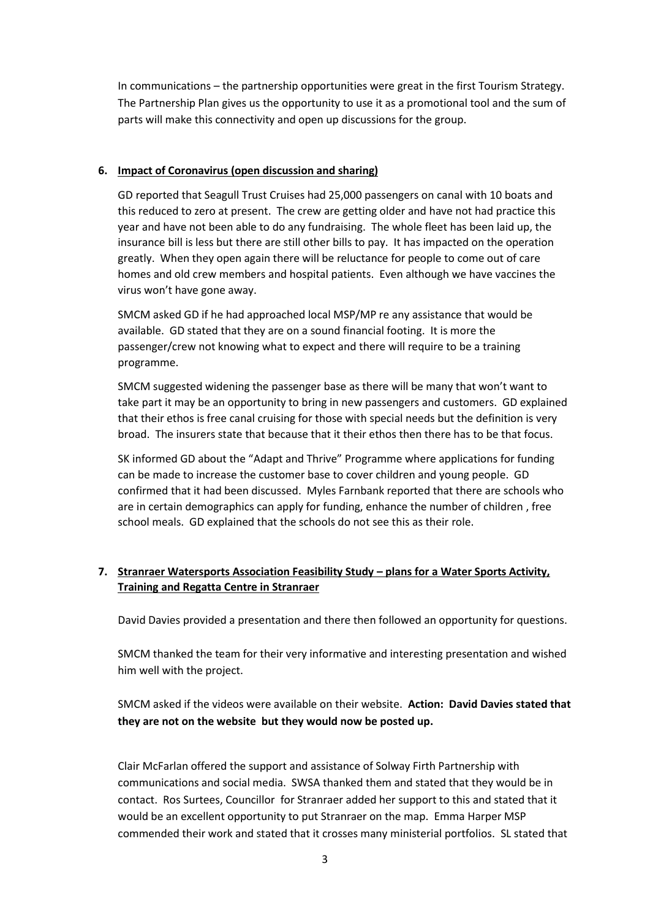In communications – the partnership opportunities were great in the first Tourism Strategy. The Partnership Plan gives us the opportunity to use it as a promotional tool and the sum of parts will make this connectivity and open up discussions for the group.

**6. Impact of Coronavirus (open discussion and sharing)**

GD reported that Seagull Trust Cruises had 25,000 passengers on canal with 10 boats and this reduced to zero at present. The crew are getting older and have not had practice this year and have not been able to do any fundraising. The whole fleet has been laid up, the insurance bill is less but there are still other bills to pay. It has impacted on the operation greatly. When they open again there will be reluctance for people to come out of care homes and old crew members and hospital patients. Even although we have vaccines the virus won't have gone away.

SMCM asked GD if he had approached local MSP/MP re any assistance that would be available. GD stated that they are on a sound financial footing. It is more the passenger/crew not knowing what to expect and there will require to be a training programme.

SMCM suggested widening the passenger base as there will be many that won't want to take part it may be an opportunity to bring in new passengers and customers. GD explained that their ethos is free canal cruising for those with special needs but the definition is very broad. The insurers state that because that it their ethos then there has to be that focus.

SK informed GD about the "Adapt and Thrive" Programme where applications for funding can be made to increase the customer base to cover children and young people. GD confirmed that it had been discussed. Myles Farnbank reported that there are schools who are in certain demographics can apply for funding, enhance the number of children , free school meals. GD explained that the schools do not see this as their role.

**7. Stranraer Watersports Association Feasibility Study – plans for a Water Sports Activity, Training and Regatta Centre in Stranraer**

David Davies provided a presentation and there then followed an opportunity for questions.

SMCM thanked the team for their very informative and interesting presentation and wished him well with the project.

SMCM asked if the videos were available on their website. **Action: David Davies stated that they are not on the website but they would now be posted up.**

Clair McFarlan offered the support and assistance of Solway Firth Partnership with communications and social media. SWSA thanked them and stated that they would be in contact. Ros Surtees, Councillor for Stranraer added her support to this and stated that it would be an excellent opportunity to put Stranraer on the map. Emma Harper MSP commended their work and stated that it crosses many ministerial portfolios. SL stated that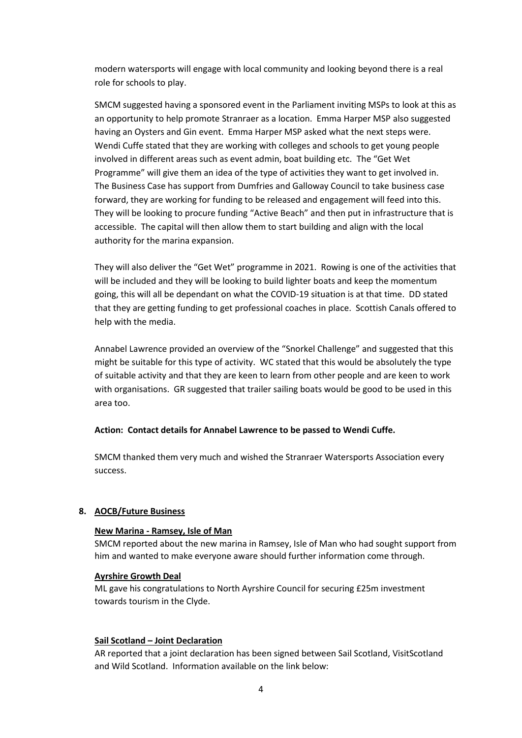modern watersports will engage with local community and looking beyond there is a real role for schools to play.

SMCM suggested having a sponsored event in the Parliament inviting MSPs to look at this as an opportunity to help promote Stranraer as a location. Emma Harper MSP also suggested having an Oysters and Gin event. Emma Harper MSP asked what the next steps were. Wendi Cuffe stated that they are working with colleges and schools to get young people involved in different areas such as event admin, boat building etc. The "Get Wet Programme" will give them an idea of the type of activities they want to get involved in. The Business Case has support from Dumfries and Galloway Council to take business case forward, they are working for funding to be released and engagement will feed into this. They will be looking to procure funding "Active Beach" and then put in infrastructure that is accessible. The capital will then allow them to start building and align with the local authority for the marina expansion.

They will also deliver the "Get Wet" programme in 2021. Rowing is one of the activities that will be included and they will be looking to build lighter boats and keep the momentum going, this will all be dependant on what the COVID-19 situation is at that time. DD stated that they are getting funding to get professional coaches in place. Scottish Canals offered to help with the media.

Annabel Lawrence provided an overview of the "Snorkel Challenge" and suggested that this might be suitable for this type of activity. WC stated that this would be absolutely the type of suitable activity and that they are keen to learn from other people and are keen to work with organisations. GR suggested that trailer sailing boats would be good to be used in this area too.

**Action: Contact details for Annabel Lawrence to be passed to Wendi Cuffe.**

SMCM thanked them very much and wished the Stranraer Watersports Association every success.

**8. AOCB/Future Business**

**New Marina - Ramsey, Isle of Man**

SMCM reported about the new marina in Ramsey, Isle of Man who had sought support from him and wanted to make everyone aware should further information come through.

**Ayrshire Growth Deal**

ML gave his congratulations to North Ayrshire Council for securing £25m investment towards tourism in the Clyde.

**Sail Scotland – Joint Declaration**

AR reported that a joint declaration has been signed between Sail Scotland, VisitScotland and Wild Scotland. Information available on the link below: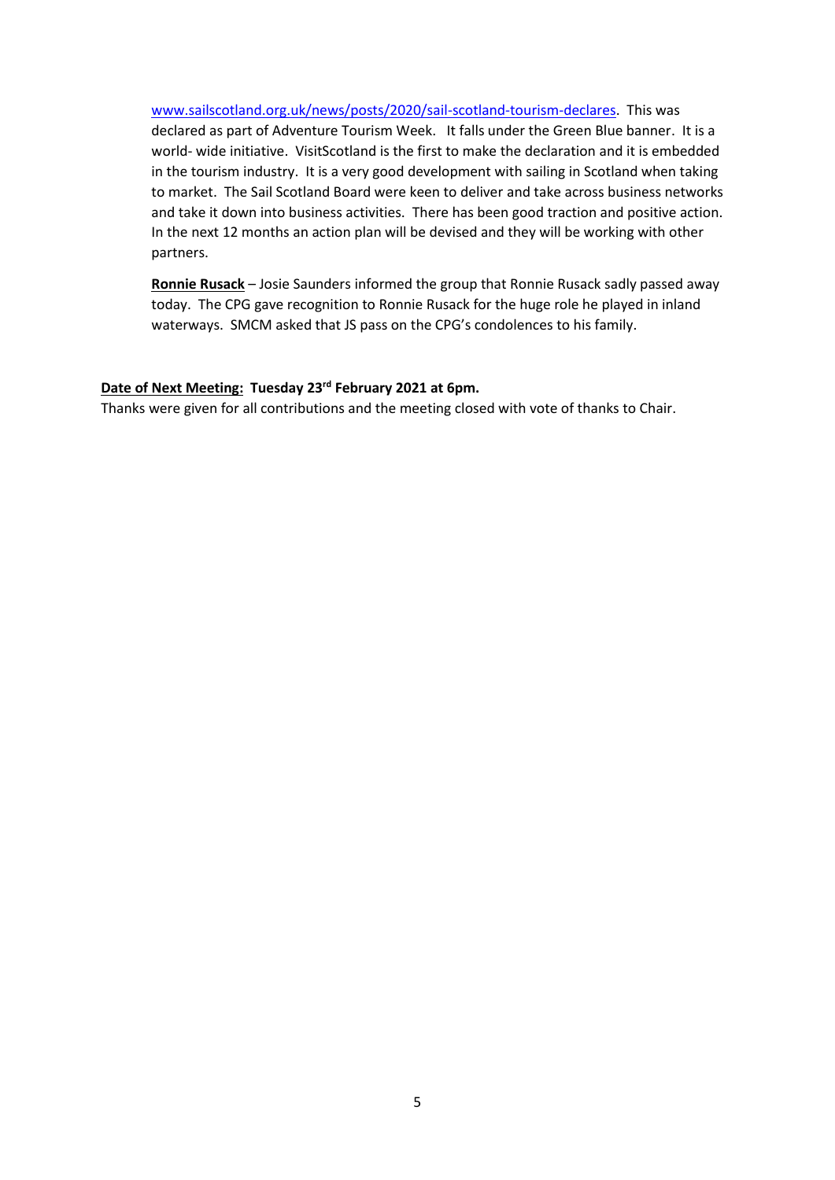www.sailscotland.org.uk/news/posts/2020/sail-scotland-tourism-declares. This was declared as part of Adventure Tourism Week. It falls under the Green Blue banner. It is a world- wide initiative. VisitScotland is the first to make the declaration and it is embedded in the tourism industry. It is a very good development with sailing in Scotland when taking to market. The Sail Scotland Board were keen to deliver and take across business networks and take it down into business activities. There has been good traction and positive action. In the next 12 months an action plan will be devised and they will be working with other partners.

**Ronnie Rusack** – Josie Saunders informed the group that Ronnie Rusack sadly passed away today. The CPG gave recognition to Ronnie Rusack for the huge role he played in inland waterways. SMCM asked that JS pass on the CPG's condolences to his family.

**Date of Next Meeting: Tuesday 23rd February 2021 at 6pm.**

Thanks were given for all contributions and the meeting closed with vote of thanks to Chair.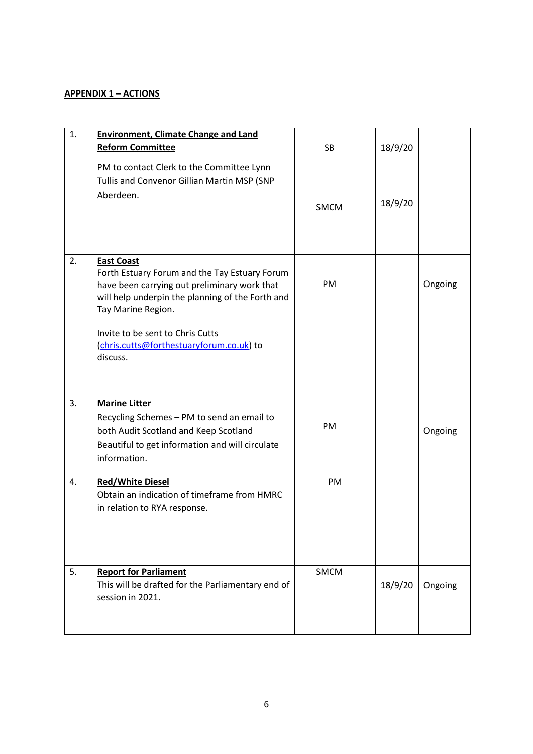**APPENDIX 1 – ACTIONS**

| | | | | |
|---|---|---|---|---|
| 1. | **Environment, Climate Change and Land Reform Committee**<br><br>PM to contact Clerk to the Committee Lynn Tullis and Convenor Gillian Martin MSP (SNP Aberdeen. | SB<br><br>SMCM | 18/9/20<br><br>18/9/20 | |
| 2. | **East Coast**<br>Forth Estuary Forum and the Tay Estuary Forum have been carrying out preliminary work that will help underpin the planning of the Forth and Tay Marine Region.<br><br>Invite to be sent to Chris Cutts (chris.cutts@forthestuaryforum.co.uk) to discuss. | PM | | Ongoing |
| 3. | **Marine Litter**<br>Recycling Schemes – PM to send an email to both Audit Scotland and Keep Scotland Beautiful to get information and will circulate information. | PM | | Ongoing |
| 4. | **Red/White Diesel**<br>Obtain an indication of timeframe from HMRC in relation to RYA response. | PM | | |
| 5. | **Report for Parliament**<br>This will be drafted for the Parliamentary end of session in 2021. | SMCM | 18/9/20 | Ongoing |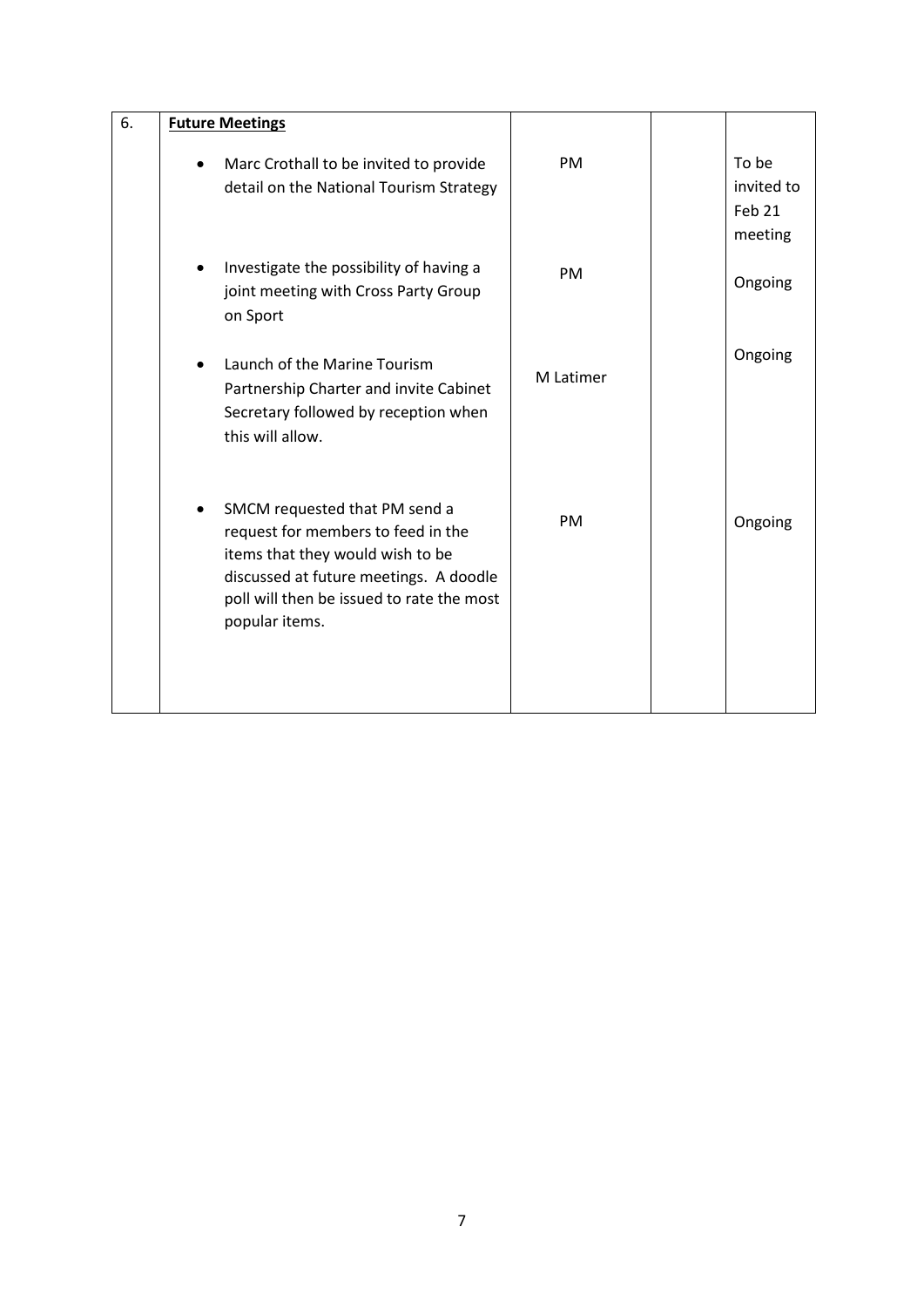| 6. | **Future Meetings** | | | |
|---|---|---|---|---|
| | • Marc Crothall to be invited to provide detail on the National Tourism Strategy | PM | | To be invited to Feb 21 meeting |
| | • Investigate the possibility of having a joint meeting with Cross Party Group on Sport | PM | | Ongoing |
| | • Launch of the Marine Tourism Partnership Charter and invite Cabinet Secretary followed by reception when this will allow. | M Latimer | | Ongoing |
| | • SMCM requested that PM send a request for members to feed in the items that they would wish to be discussed at future meetings. A doodle poll will then be issued to rate the most popular items. | PM | | Ongoing |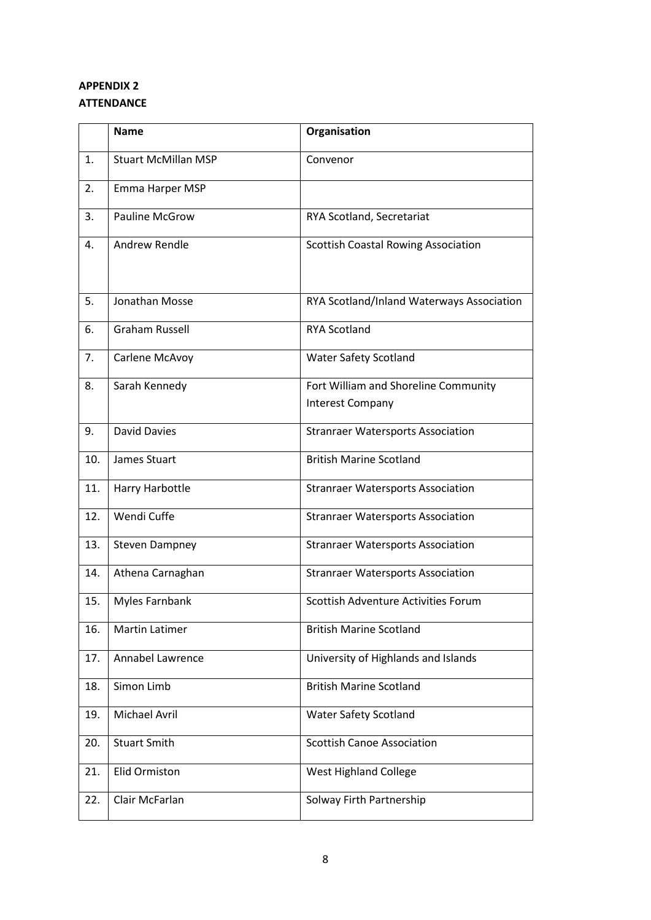**APPENDIX 2**
**ATTENDANCE**

| | Name | Organisation |
|---|---|---|
| 1. | Stuart McMillan MSP | Convenor |
| 2. | Emma Harper MSP | |
| 3. | Pauline McGrow | RYA Scotland, Secretariat |
| 4. | Andrew Rendle | Scottish Coastal Rowing Association |
| 5. | Jonathan Mosse | RYA Scotland/Inland Waterways Association |
| 6. | Graham Russell | RYA Scotland |
| 7. | Carlene McAvoy | Water Safety Scotland |
| 8. | Sarah Kennedy | Fort William and Shoreline Community Interest Company |
| 9. | David Davies | Stranraer Watersports Association |
| 10. | James Stuart | British Marine Scotland |
| 11. | Harry Harbottle | Stranraer Watersports Association |
| 12. | Wendi Cuffe | Stranraer Watersports Association |
| 13. | Steven Dampney | Stranraer Watersports Association |
| 14. | Athena Carnaghan | Stranraer Watersports Association |
| 15. | Myles Farnbank | Scottish Adventure Activities Forum |
| 16. | Martin Latimer | British Marine Scotland |
| 17. | Annabel Lawrence | University of Highlands and Islands |
| 18. | Simon Limb | British Marine Scotland |
| 19. | Michael Avril | Water Safety Scotland |
| 20. | Stuart Smith | Scottish Canoe Association |
| 21. | Elid Ormiston | West Highland College |
| 22. | Clair McFarlan | Solway Firth Partnership |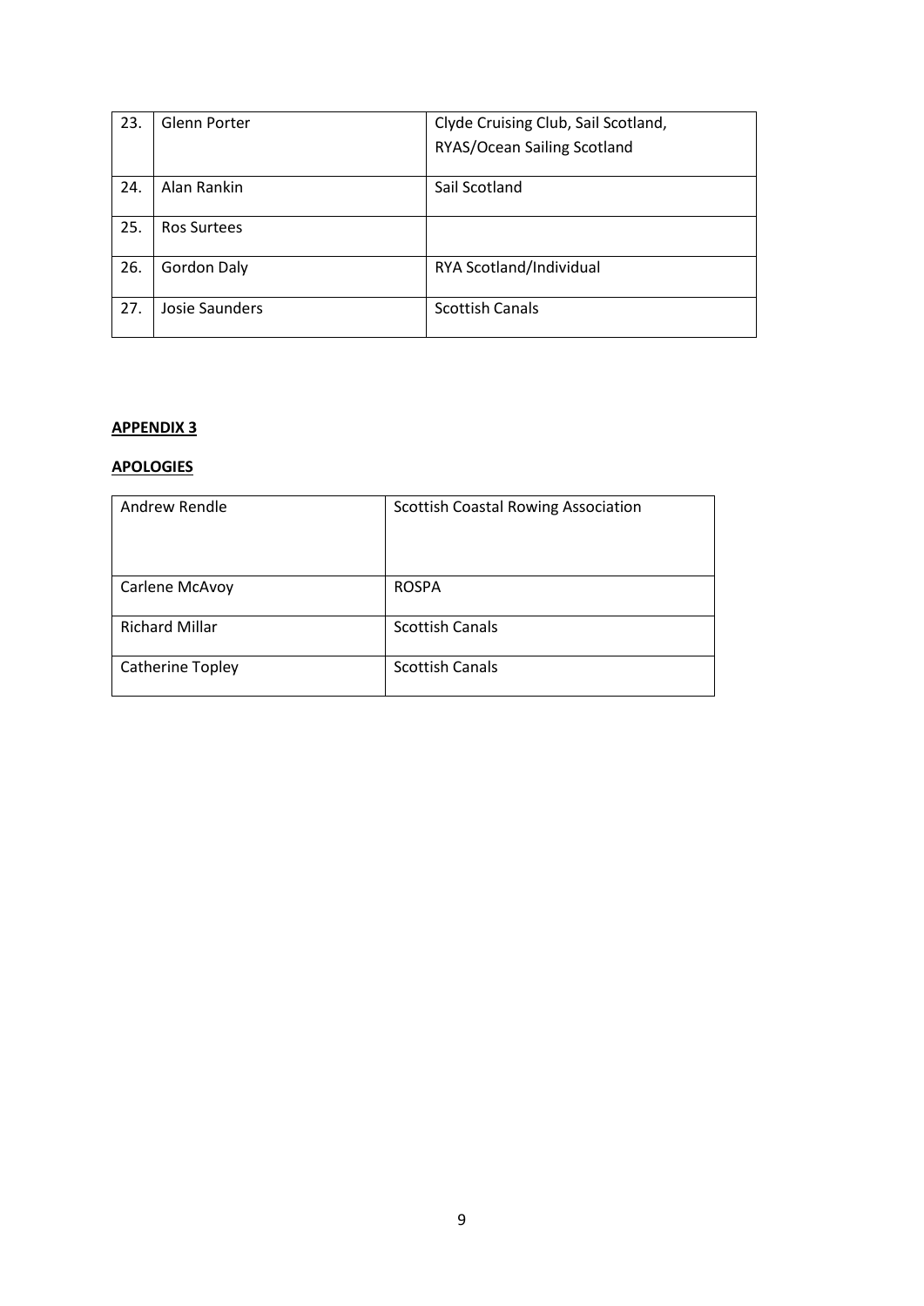| | | |
|---|---|---|
| 23. | Glenn Porter | Clyde Cruising Club, Sail Scotland, RYAS/Ocean Sailing Scotland |
| 24. | Alan Rankin | Sail Scotland |
| 25. | Ros Surtees | |
| 26. | Gordon Daly | RYA Scotland/Individual |
| 27. | Josie Saunders | Scottish Canals |

**APPENDIX 3**

**APOLOGIES**

| | |
|---|---|
| Andrew Rendle | Scottish Coastal Rowing Association |
| Carlene McAvoy | ROSPA |
| Richard Millar | Scottish Canals |
| Catherine Topley | Scottish Canals |